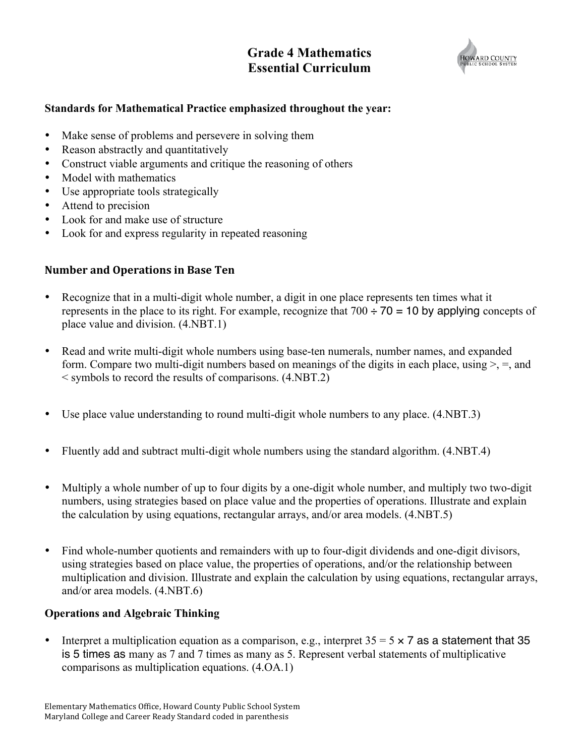# Grade 4 Mathematics
# Essential Curriculum

**Standards for Mathematical Practice emphasized throughout the year:**

- Make sense of problems and persevere in solving them
- Reason abstractly and quantitatively
- Construct viable arguments and critique the reasoning of others
- Model with mathematics
- Use appropriate tools strategically
- Attend to precision
- Look for and make use of structure
- Look for and express regularity in repeated reasoning

## Number and Operations in Base Ten

- Recognize that in a multi-digit whole number, a digit in one place represents ten times what it represents in the place to its right. For example, recognize that $700 \div 70 = 10$ by applying concepts of place value and division. (4.NBT.1)

- Read and write multi-digit whole numbers using base-ten numerals, number names, and expanded form. Compare two multi-digit numbers based on meanings of the digits in each place, using >, =, and < symbols to record the results of comparisons. (4.NBT.2)

- Use place value understanding to round multi-digit whole numbers to any place. (4.NBT.3)

- Fluently add and subtract multi-digit whole numbers using the standard algorithm. (4.NBT.4)

- Multiply a whole number of up to four digits by a one-digit whole number, and multiply two two-digit numbers, using strategies based on place value and the properties of operations. Illustrate and explain the calculation by using equations, rectangular arrays, and/or area models. (4.NBT.5)

- Find whole-number quotients and remainders with up to four-digit dividends and one-digit divisors, using strategies based on place value, the properties of operations, and/or the relationship between multiplication and division. Illustrate and explain the calculation by using equations, rectangular arrays, and/or area models. (4.NBT.6)

## Operations and Algebraic Thinking

- Interpret a multiplication equation as a comparison, e.g., interpret $35 = 5 \times 7$ as a statement that 35 is 5 times as many as 7 and 7 times as many as 5. Represent verbal statements of multiplicative comparisons as multiplication equations. (4.OA.1)

Elementary Mathematics Office, Howard County Public School System
Maryland College and Career Ready Standard coded in parenthesis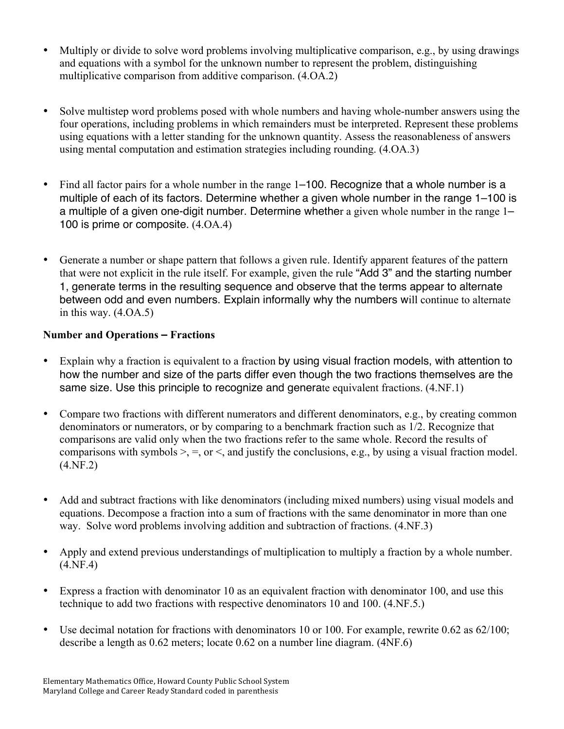- Multiply or divide to solve word problems involving multiplicative comparison, e.g., by using drawings and equations with a symbol for the unknown number to represent the problem, distinguishing multiplicative comparison from additive comparison. (4.OA.2)

- Solve multistep word problems posed with whole numbers and having whole-number answers using the four operations, including problems in which remainders must be interpreted. Represent these problems using equations with a letter standing for the unknown quantity. Assess the reasonableness of answers using mental computation and estimation strategies including rounding. (4.OA.3)

- Find all factor pairs for a whole number in the range 1–100. Recognize that a whole number is a multiple of each of its factors. Determine whether a given whole number in the range 1–100 is a multiple of a given one-digit number. Determine whether a given whole number in the range 1–100 is prime or composite. (4.OA.4)

- Generate a number or shape pattern that follows a given rule. Identify apparent features of the pattern that were not explicit in the rule itself. For example, given the rule "Add 3" and the starting number 1, generate terms in the resulting sequence and observe that the terms appear to alternate between odd and even numbers. Explain informally why the numbers will continue to alternate in this way. (4.OA.5)

**Number and Operations – Fractions**

- Explain why a fraction is equivalent to a fraction by using visual fraction models, with attention to how the number and size of the parts differ even though the two fractions themselves are the same size. Use this principle to recognize and generate equivalent fractions. (4.NF.1)

- Compare two fractions with different numerators and different denominators, e.g., by creating common denominators or numerators, or by comparing to a benchmark fraction such as 1/2. Recognize that comparisons are valid only when the two fractions refer to the same whole. Record the results of comparisons with symbols >, =, or <, and justify the conclusions, e.g., by using a visual fraction model. (4.NF.2)

- Add and subtract fractions with like denominators (including mixed numbers) using visual models and equations. Decompose a fraction into a sum of fractions with the same denominator in more than one way. Solve word problems involving addition and subtraction of fractions. (4.NF.3)

- Apply and extend previous understandings of multiplication to multiply a fraction by a whole number. (4.NF.4)

- Express a fraction with denominator 10 as an equivalent fraction with denominator 100, and use this technique to add two fractions with respective denominators 10 and 100. (4.NF.5.)

- Use decimal notation for fractions with denominators 10 or 100. For example, rewrite 0.62 as 62/100; describe a length as 0.62 meters; locate 0.62 on a number line diagram. (4NF.6)

Elementary Mathematics Office, Howard County Public School System
Maryland College and Career Ready Standard coded in parenthesis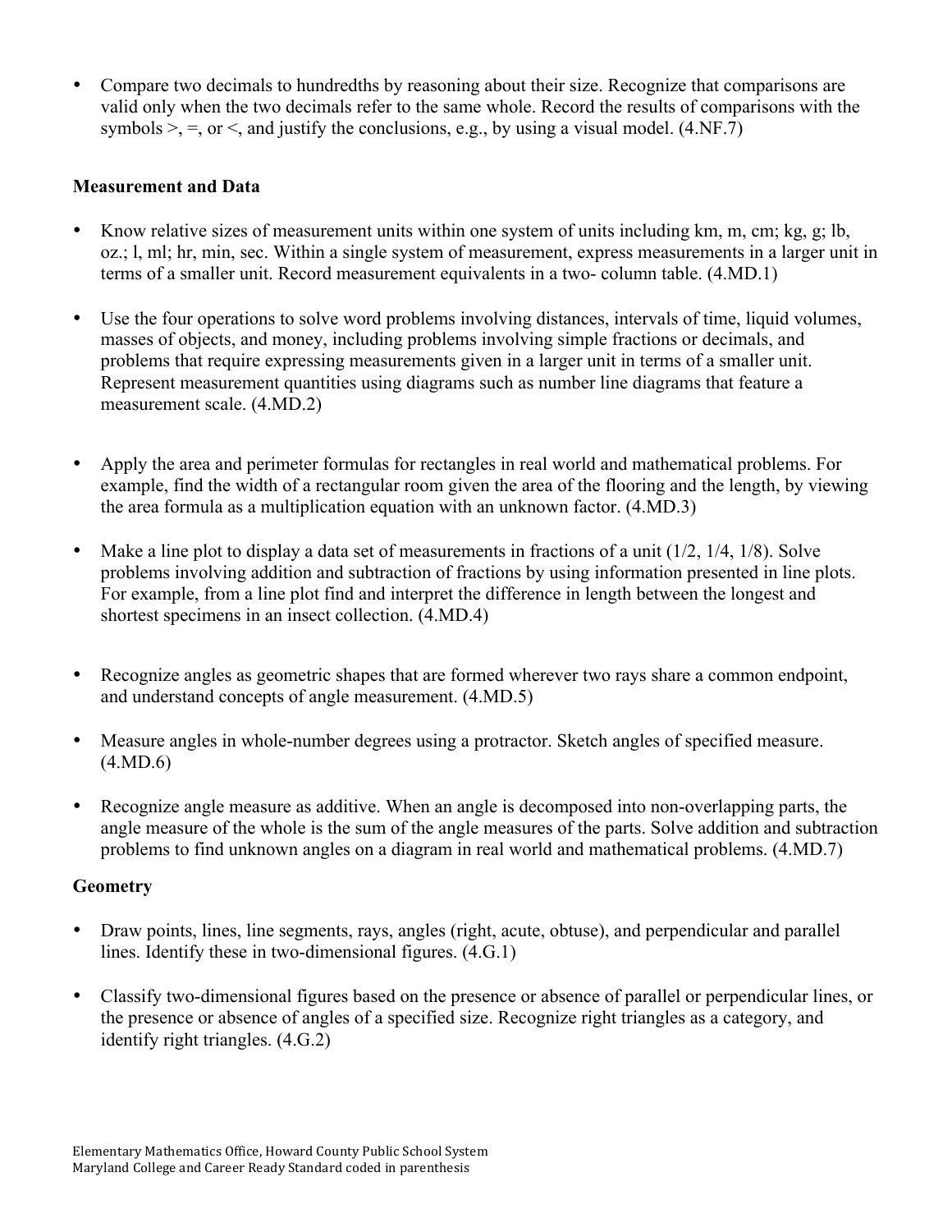- Compare two decimals to hundredths by reasoning about their size. Recognize that comparisons are valid only when the two decimals refer to the same whole. Record the results of comparisons with the symbols >, =, or <, and justify the conclusions, e.g., by using a visual model. (4.NF.7)

**Measurement and Data**

- Know relative sizes of measurement units within one system of units including km, m, cm; kg, g; lb, oz.; l, ml; hr, min, sec. Within a single system of measurement, express measurements in a larger unit in terms of a smaller unit. Record measurement equivalents in a two- column table. (4.MD.1)

- Use the four operations to solve word problems involving distances, intervals of time, liquid volumes, masses of objects, and money, including problems involving simple fractions or decimals, and problems that require expressing measurements given in a larger unit in terms of a smaller unit. Represent measurement quantities using diagrams such as number line diagrams that feature a measurement scale. (4.MD.2)

- Apply the area and perimeter formulas for rectangles in real world and mathematical problems. For example, find the width of a rectangular room given the area of the flooring and the length, by viewing the area formula as a multiplication equation with an unknown factor. (4.MD.3)

- Make a line plot to display a data set of measurements in fractions of a unit (1/2, 1/4, 1/8). Solve problems involving addition and subtraction of fractions by using information presented in line plots. For example, from a line plot find and interpret the difference in length between the longest and shortest specimens in an insect collection. (4.MD.4)

- Recognize angles as geometric shapes that are formed wherever two rays share a common endpoint, and understand concepts of angle measurement. (4.MD.5)

- Measure angles in whole-number degrees using a protractor. Sketch angles of specified measure. (4.MD.6)

- Recognize angle measure as additive. When an angle is decomposed into non-overlapping parts, the angle measure of the whole is the sum of the angle measures of the parts. Solve addition and subtraction problems to find unknown angles on a diagram in real world and mathematical problems. (4.MD.7)

**Geometry**

- Draw points, lines, line segments, rays, angles (right, acute, obtuse), and perpendicular and parallel lines. Identify these in two-dimensional figures. (4.G.1)

- Classify two-dimensional figures based on the presence or absence of parallel or perpendicular lines, or the presence or absence of angles of a specified size. Recognize right triangles as a category, and identify right triangles. (4.G.2)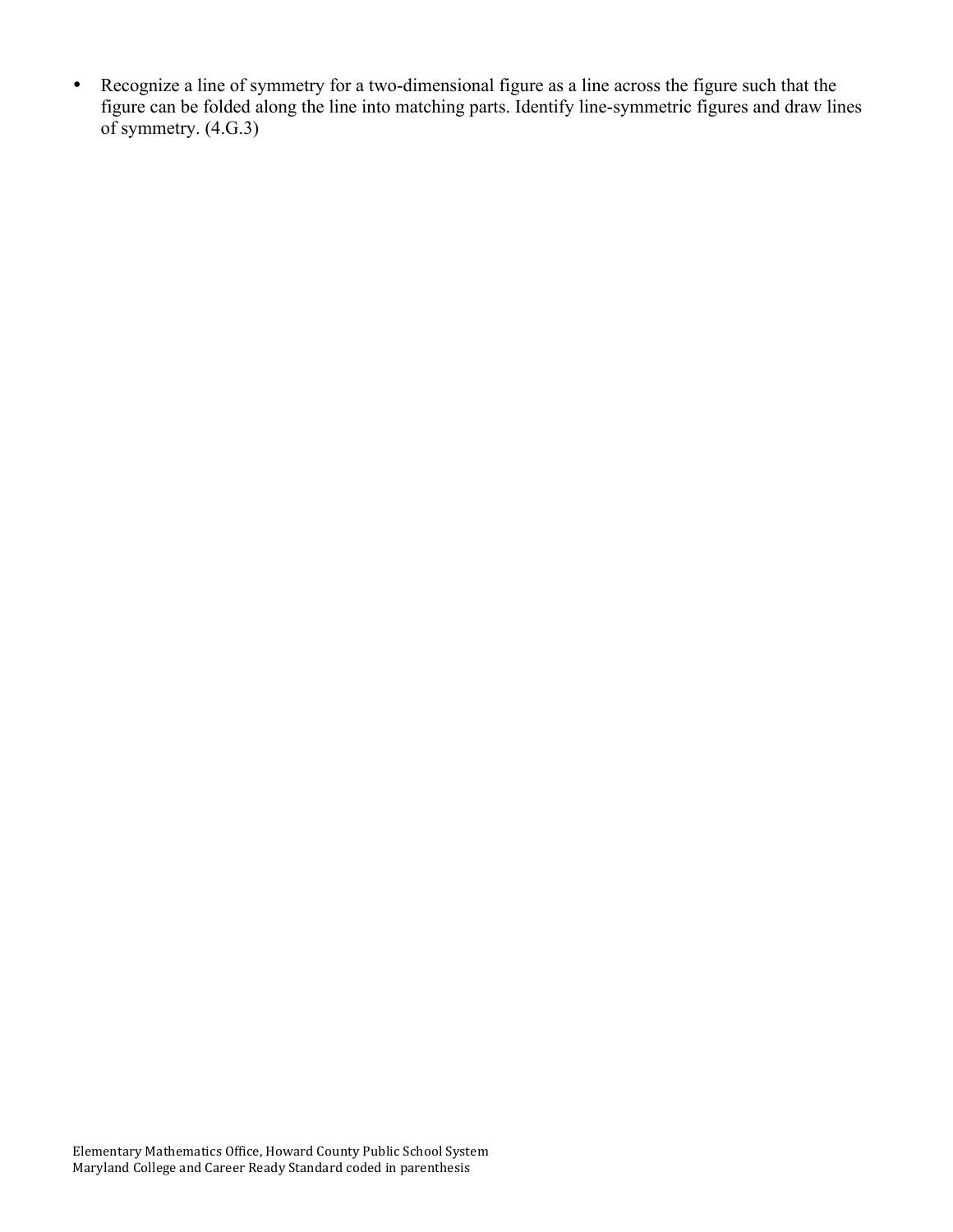- Recognize a line of symmetry for a two-dimensional figure as a line across the figure such that the figure can be folded along the line into matching parts. Identify line-symmetric figures and draw lines of symmetry. (4.G.3)